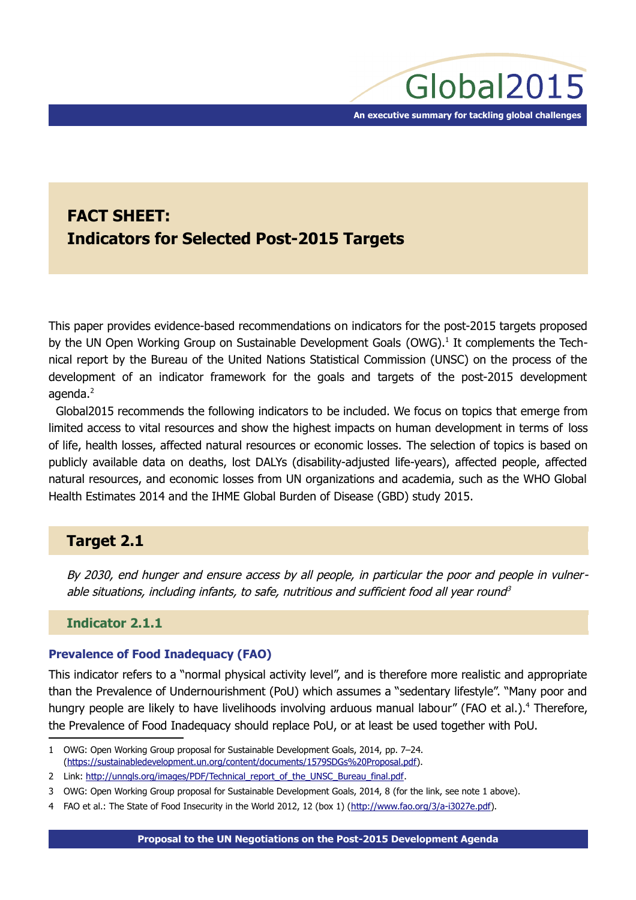# FACT SHEET: Indicators for Selected Post-2015 Targets

This paper provides evidence-based recommendations on indicators for the post-2015 targets proposed by the UN Open Working Group on Sustainable Development Goals (OWG).[1] It complements the Technical report by the Bureau of the United Nations Statistical Commission (UNSC) on the process of the development of an indicator framework for the goals and targets of the post-2015 development agenda.[2]

Global2015 recommends the following indicators to be included. We focus on topics that emerge from limited access to vital resources and show the highest impacts on human development in terms of loss of life, health losses, affected natural resources or economic losses. The selection of topics is based on publicly available data on deaths, lost DALYs (disability-adjusted life-years), affected people, affected natural resources, and economic losses from UN organizations and academia, such as the WHO Global Health Estimates 2014 and the IHME Global Burden of Disease (GBD) study 2015.

## Target 2.1

*By 2030, end hunger and ensure access by all people, in particular the poor and people in vulnerable situations, including infants, to safe, nutritious and sufficient food all year round*[3]

### Indicator 2.1.1

#### Prevalence of Food Inadequacy (FAO)

This indicator refers to a "normal physical activity level", and is therefore more realistic and appropriate than the Prevalence of Undernourishment (PoU) which assumes a "sedentary lifestyle". "Many poor and hungry people are likely to have livelihoods involving arduous manual labour" (FAO et al.).[4] Therefore, the Prevalence of Food Inadequacy should replace PoU, or at least be used together with PoU.

---

1 OWG: Open Working Group proposal for Sustainable Development Goals, 2014, pp. 7–24. (https://sustainabledevelopment.un.org/content/documents/1579SDGs%20Proposal.pdf).

2 Link: http://unngls.org/images/PDF/Technical_report_of_the_UNSC_Bureau_final.pdf.

3 OWG: Open Working Group proposal for Sustainable Development Goals, 2014, 8 (for the link, see note 1 above).

4 FAO et al.: The State of Food Insecurity in the World 2012, 12 (box 1) (http://www.fao.org/3/a-i3027e.pdf).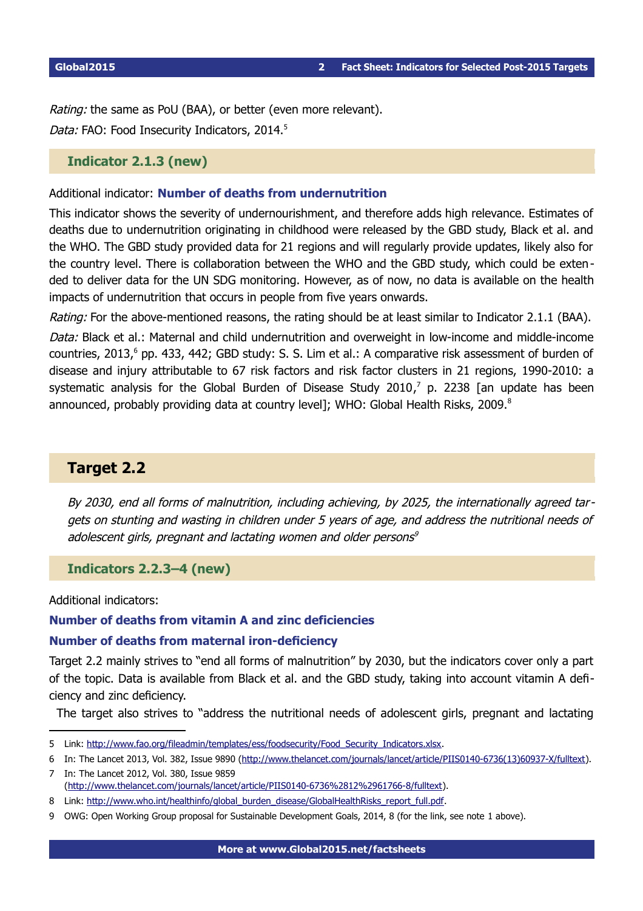*Rating:* the same as PoU (BAA), or better (even more relevant).

*Data:* FAO: Food Insecurity Indicators, 2014.[5]

### Indicator 2.1.3 (new)

Additional indicator: **Number of deaths from undernutrition**

This indicator shows the severity of undernourishment, and therefore adds high relevance. Estimates of deaths due to undernutrition originating in childhood were released by the GBD study, Black et al. and the WHO. The GBD study provided data for 21 regions and will regularly provide updates, likely also for the country level. There is collaboration between the WHO and the GBD study, which could be extended to deliver data for the UN SDG monitoring. However, as of now, no data is available on the health impacts of undernutrition that occurs in people from five years onwards.

*Rating:* For the above-mentioned reasons, the rating should be at least similar to Indicator 2.1.1 (BAA).

*Data:* Black et al.: Maternal and child undernutrition and overweight in low-income and middle-income countries, 2013,[6] pp. 433, 442; GBD study: S. S. Lim et al.: A comparative risk assessment of burden of disease and injury attributable to 67 risk factors and risk factor clusters in 21 regions, 1990-2010: a systematic analysis for the Global Burden of Disease Study 2010,[7] p. 2238 [an update has been announced, probably providing data at country level]; WHO: Global Health Risks, 2009.[8]

## Target 2.2

*By 2030, end all forms of malnutrition, including achieving, by 2025, the internationally agreed targets on stunting and wasting in children under 5 years of age, and address the nutritional needs of adolescent girls, pregnant and lactating women and older persons*[9]

### Indicators 2.2.3–4 (new)

Additional indicators:

**Number of deaths from vitamin A and zinc deficiencies**

**Number of deaths from maternal iron-deficiency**

Target 2.2 mainly strives to "end all forms of malnutrition" by 2030, but the indicators cover only a part of the topic. Data is available from Black et al. and the GBD study, taking into account vitamin A deficiency and zinc deficiency.

The target also strives to "address the nutritional needs of adolescent girls, pregnant and lactating

---

5 Link: http://www.fao.org/fileadmin/templates/ess/foodsecurity/Food_Security_Indicators.xlsx.

6 In: The Lancet 2013, Vol. 382, Issue 9890 (http://www.thelancet.com/journals/lancet/article/PIIS0140-6736(13)60937-X/fulltext).

7 In: The Lancet 2012, Vol. 380, Issue 9859 (http://www.thelancet.com/journals/lancet/article/PIIS0140-6736%2812%2961766-8/fulltext).

8 Link: http://www.who.int/healthinfo/global_burden_disease/GlobalHealthRisks_report_full.pdf.

9 OWG: Open Working Group proposal for Sustainable Development Goals, 2014, 8 (for the link, see note 1 above).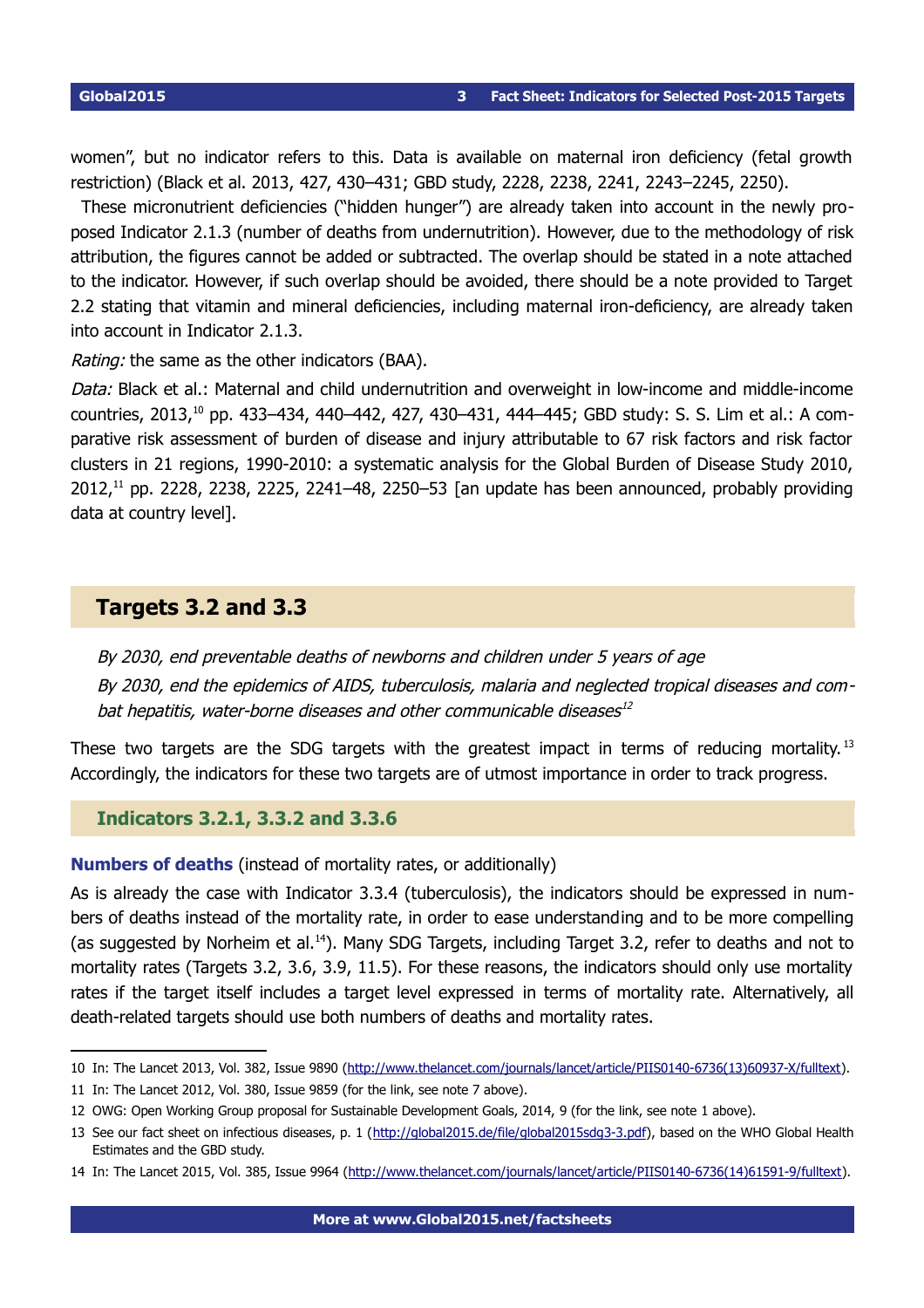women", but no indicator refers to this. Data is available on maternal iron deficiency (fetal growth restriction) (Black et al. 2013, 427, 430–431; GBD study, 2228, 2238, 2241, 2243–2245, 2250).

These micronutrient deficiencies ("hidden hunger") are already taken into account in the newly proposed Indicator 2.1.3 (number of deaths from undernutrition). However, due to the methodology of risk attribution, the figures cannot be added or subtracted. The overlap should be stated in a note attached to the indicator. However, if such overlap should be avoided, there should be a note provided to Target 2.2 stating that vitamin and mineral deficiencies, including maternal iron-deficiency, are already taken into account in Indicator 2.1.3.

*Rating:* the same as the other indicators (BAA).

*Data:* Black et al.: Maternal and child undernutrition and overweight in low-income and middle-income countries, 2013,[10] pp. 433–434, 440–442, 427, 430–431, 444–445; GBD study: S. S. Lim et al.: A comparative risk assessment of burden of disease and injury attributable to 67 risk factors and risk factor clusters in 21 regions, 1990-2010: a systematic analysis for the Global Burden of Disease Study 2010, 2012,[11] pp. 2228, 2238, 2225, 2241–48, 2250–53 [an update has been announced, probably providing data at country level].

## Targets 3.2 and 3.3

*By 2030, end preventable deaths of newborns and children under 5 years of age*

*By 2030, end the epidemics of AIDS, tuberculosis, malaria and neglected tropical diseases and combat hepatitis, water-borne diseases and other communicable diseases*[12]

These two targets are the SDG targets with the greatest impact in terms of reducing mortality.[13] Accordingly, the indicators for these two targets are of utmost importance in order to track progress.

### Indicators 3.2.1, 3.3.2 and 3.3.6

**Numbers of deaths** (instead of mortality rates, or additionally)

As is already the case with Indicator 3.3.4 (tuberculosis), the indicators should be expressed in numbers of deaths instead of the mortality rate, in order to ease understanding and to be more compelling (as suggested by Norheim et al.[14]). Many SDG Targets, including Target 3.2, refer to deaths and not to mortality rates (Targets 3.2, 3.6, 3.9, 11.5). For these reasons, the indicators should only use mortality rates if the target itself includes a target level expressed in terms of mortality rate. Alternatively, all death-related targets should use both numbers of deaths and mortality rates.

---

10 In: The Lancet 2013, Vol. 382, Issue 9890 (http://www.thelancet.com/journals/lancet/article/PIIS0140-6736(13)60937-X/fulltext).

11 In: The Lancet 2012, Vol. 380, Issue 9859 (for the link, see note 7 above).

12 OWG: Open Working Group proposal for Sustainable Development Goals, 2014, 9 (for the link, see note 1 above).

13 See our fact sheet on infectious diseases, p. 1 (http://global2015.de/file/global2015sdg3-3.pdf), based on the WHO Global Health Estimates and the GBD study.

14 In: The Lancet 2015, Vol. 385, Issue 9964 (http://www.thelancet.com/journals/lancet/article/PIIS0140-6736(14)61591-9/fulltext).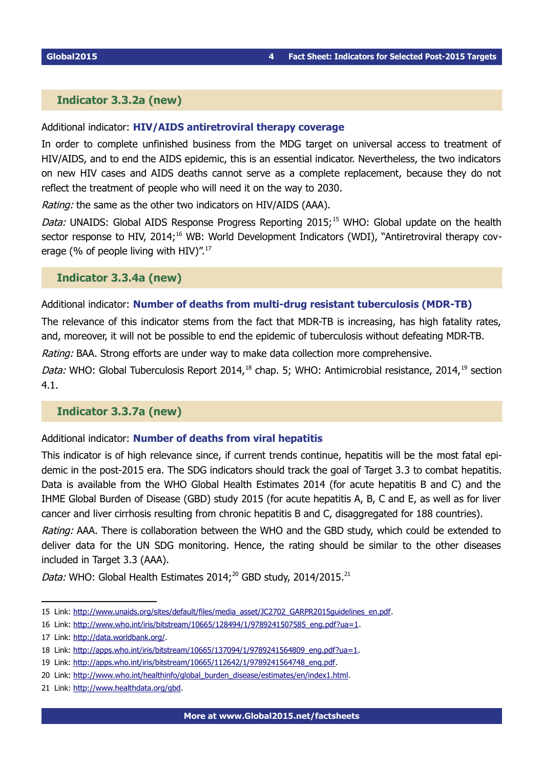## Indicator 3.3.2a (new)

Additional indicator: **HIV/AIDS antiretroviral therapy coverage**

In order to complete unfinished business from the MDG target on universal access to treatment of HIV/AIDS, and to end the AIDS epidemic, this is an essential indicator. Nevertheless, the two indicators on new HIV cases and AIDS deaths cannot serve as a complete replacement, because they do not reflect the treatment of people who will need it on the way to 2030.

*Rating:* the same as the other two indicators on HIV/AIDS (AAA).

*Data:* UNAIDS: Global AIDS Response Progress Reporting 2015;[15] WHO: Global update on the health sector response to HIV, 2014;[16] WB: World Development Indicators (WDI), "Antiretroviral therapy coverage (% of people living with HIV)".[17]

## Indicator 3.3.4a (new)

Additional indicator: **Number of deaths from multi-drug resistant tuberculosis (MDR-TB)**

The relevance of this indicator stems from the fact that MDR-TB is increasing, has high fatality rates, and, moreover, it will not be possible to end the epidemic of tuberculosis without defeating MDR-TB.

*Rating:* BAA. Strong efforts are under way to make data collection more comprehensive.

*Data:* WHO: Global Tuberculosis Report 2014,[18] chap. 5; WHO: Antimicrobial resistance, 2014,[19] section 4.1.

## Indicator 3.3.7a (new)

Additional indicator: **Number of deaths from viral hepatitis**

This indicator is of high relevance since, if current trends continue, hepatitis will be the most fatal epidemic in the post-2015 era. The SDG indicators should track the goal of Target 3.3 to combat hepatitis. Data is available from the WHO Global Health Estimates 2014 (for acute hepatitis B and C) and the IHME Global Burden of Disease (GBD) study 2015 (for acute hepatitis A, B, C and E, as well as for liver cancer and liver cirrhosis resulting from chronic hepatitis B and C, disaggregated for 188 countries).

*Rating:* AAA. There is collaboration between the WHO and the GBD study, which could be extended to deliver data for the UN SDG monitoring. Hence, the rating should be similar to the other diseases included in Target 3.3 (AAA).

*Data:* WHO: Global Health Estimates 2014;[20] GBD study, 2014/2015.[21]

---

15 Link: http://www.unaids.org/sites/default/files/media_asset/JC2702_GARPR2015guidelines_en.pdf.

16 Link: http://www.who.int/iris/bitstream/10665/128494/1/9789241507585_eng.pdf?ua=1.

17 Link: http://data.worldbank.org/.

18 Link: http://apps.who.int/iris/bitstream/10665/137094/1/9789241564809_eng.pdf?ua=1.

19 Link: http://apps.who.int/iris/bitstream/10665/112642/1/9789241564748_eng.pdf.

20 Link: http://www.who.int/healthinfo/global_burden_disease/estimates/en/index1.html.

21 Link: http://www.healthdata.org/gbd.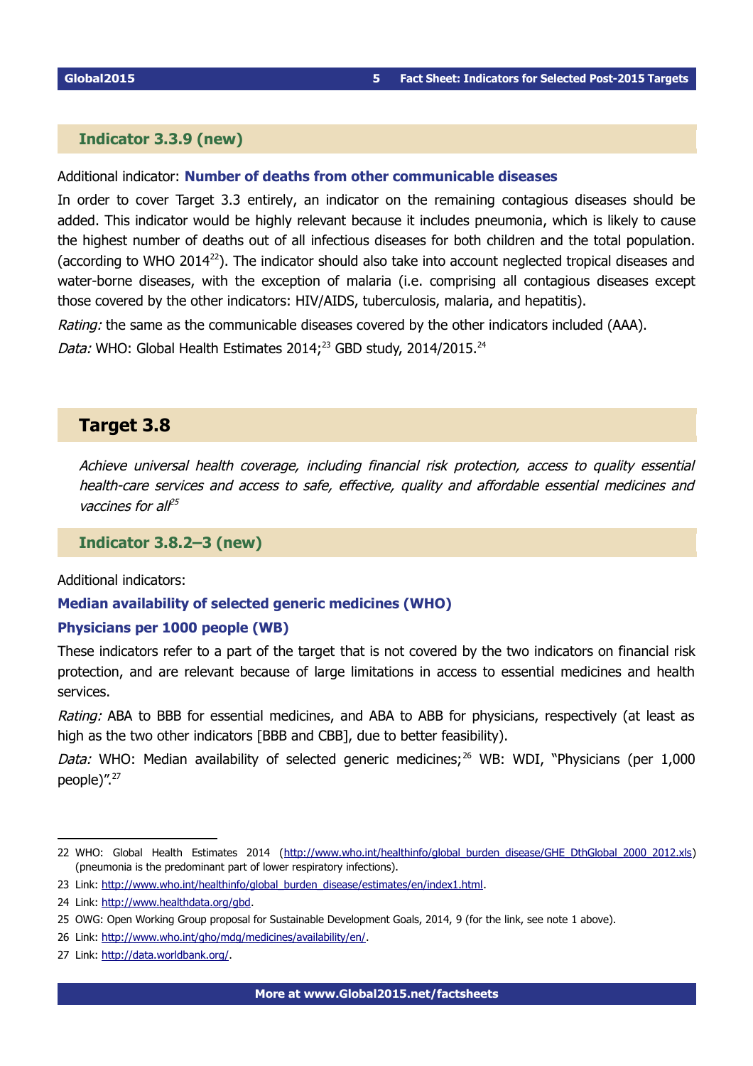### Indicator 3.3.9 (new)

Additional indicator: **Number of deaths from other communicable diseases**

In order to cover Target 3.3 entirely, an indicator on the remaining contagious diseases should be added. This indicator would be highly relevant because it includes pneumonia, which is likely to cause the highest number of deaths out of all infectious diseases for both children and the total population. (according to WHO 2014[22]). The indicator should also take into account neglected tropical diseases and water-borne diseases, with the exception of malaria (i.e. comprising all contagious diseases except those covered by the other indicators: HIV/AIDS, tuberculosis, malaria, and hepatitis).

*Rating:* the same as the communicable diseases covered by the other indicators included (AAA).

*Data:* WHO: Global Health Estimates 2014;[23] GBD study, 2014/2015.[24]

## Target 3.8

*Achieve universal health coverage, including financial risk protection, access to quality essential health-care services and access to safe, effective, quality and affordable essential medicines and vaccines for all*[25]

### Indicator 3.8.2–3 (new)

Additional indicators:

**Median availability of selected generic medicines (WHO)**

**Physicians per 1000 people (WB)**

These indicators refer to a part of the target that is not covered by the two indicators on financial risk protection, and are relevant because of large limitations in access to essential medicines and health services.

*Rating:* ABA to BBB for essential medicines, and ABA to ABB for physicians, respectively (at least as high as the two other indicators [BBB and CBB], due to better feasibility).

*Data:* WHO: Median availability of selected generic medicines;[26] WB: WDI, "Physicians (per 1,000 people)".[27]

---

22 WHO: Global Health Estimates 2014 (http://www.who.int/healthinfo/global_burden_disease/GHE_DthGlobal_2000_2012.xls) (pneumonia is the predominant part of lower respiratory infections).

23 Link: http://www.who.int/healthinfo/global_burden_disease/estimates/en/index1.html.

24 Link: http://www.healthdata.org/gbd.

25 OWG: Open Working Group proposal for Sustainable Development Goals, 2014, 9 (for the link, see note 1 above).

26 Link: http://www.who.int/gho/mdg/medicines/availability/en/.

27 Link: http://data.worldbank.org/.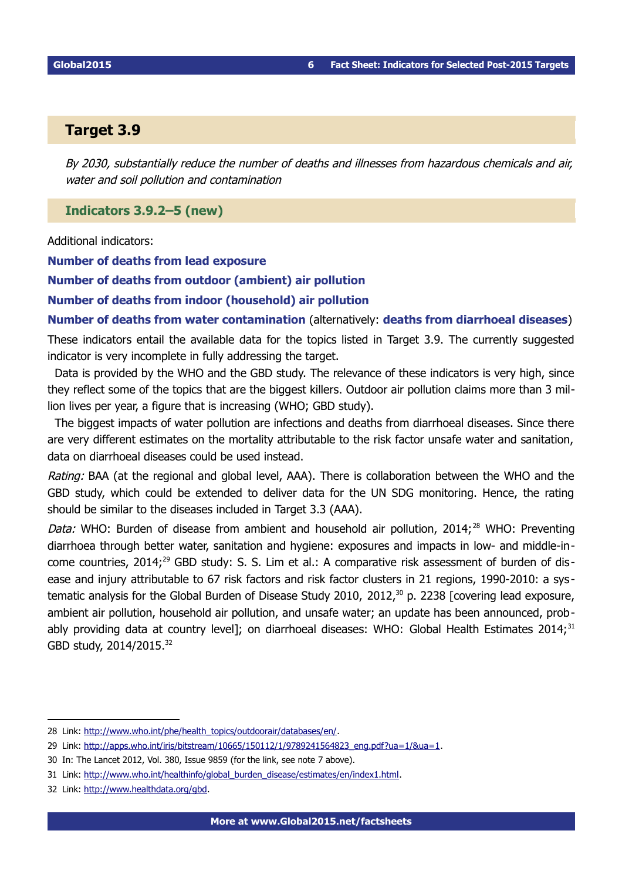## Target 3.9

*By 2030, substantially reduce the number of deaths and illnesses from hazardous chemicals and air, water and soil pollution and contamination*

### Indicators 3.9.2–5 (new)

Additional indicators:

**Number of deaths from lead exposure**

**Number of deaths from outdoor (ambient) air pollution**

**Number of deaths from indoor (household) air pollution**

**Number of deaths from water contamination** (alternatively: **deaths from diarrhoeal diseases**)

These indicators entail the available data for the topics listed in Target 3.9. The currently suggested indicator is very incomplete in fully addressing the target.

Data is provided by the WHO and the GBD study. The relevance of these indicators is very high, since they reflect some of the topics that are the biggest killers. Outdoor air pollution claims more than 3 million lives per year, a figure that is increasing (WHO; GBD study).

The biggest impacts of water pollution are infections and deaths from diarrhoeal diseases. Since there are very different estimates on the mortality attributable to the risk factor unsafe water and sanitation, data on diarrhoeal diseases could be used instead.

*Rating:* BAA (at the regional and global level, AAA). There is collaboration between the WHO and the GBD study, which could be extended to deliver data for the UN SDG monitoring. Hence, the rating should be similar to the diseases included in Target 3.3 (AAA).

*Data:* WHO: Burden of disease from ambient and household air pollution, 2014;[28] WHO: Preventing diarrhoea through better water, sanitation and hygiene: exposures and impacts in low- and middle-income countries, 2014;[29] GBD study: S. S. Lim et al.: A comparative risk assessment of burden of disease and injury attributable to 67 risk factors and risk factor clusters in 21 regions, 1990-2010: a systematic analysis for the Global Burden of Disease Study 2010, 2012,[30] p. 2238 [covering lead exposure, ambient air pollution, household air pollution, and unsafe water; an update has been announced, probably providing data at country level]; on diarrhoeal diseases: WHO: Global Health Estimates 2014;[31] GBD study, 2014/2015.[32]

---

28 Link: http://www.who.int/phe/health_topics/outdoorair/databases/en/.

29 Link: http://apps.who.int/iris/bitstream/10665/150112/1/9789241564823_eng.pdf?ua=1/&ua=1.

30 In: The Lancet 2012, Vol. 380, Issue 9859 (for the link, see note 7 above).

31 Link: http://www.who.int/healthinfo/global_burden_disease/estimates/en/index1.html.

32 Link: http://www.healthdata.org/gbd.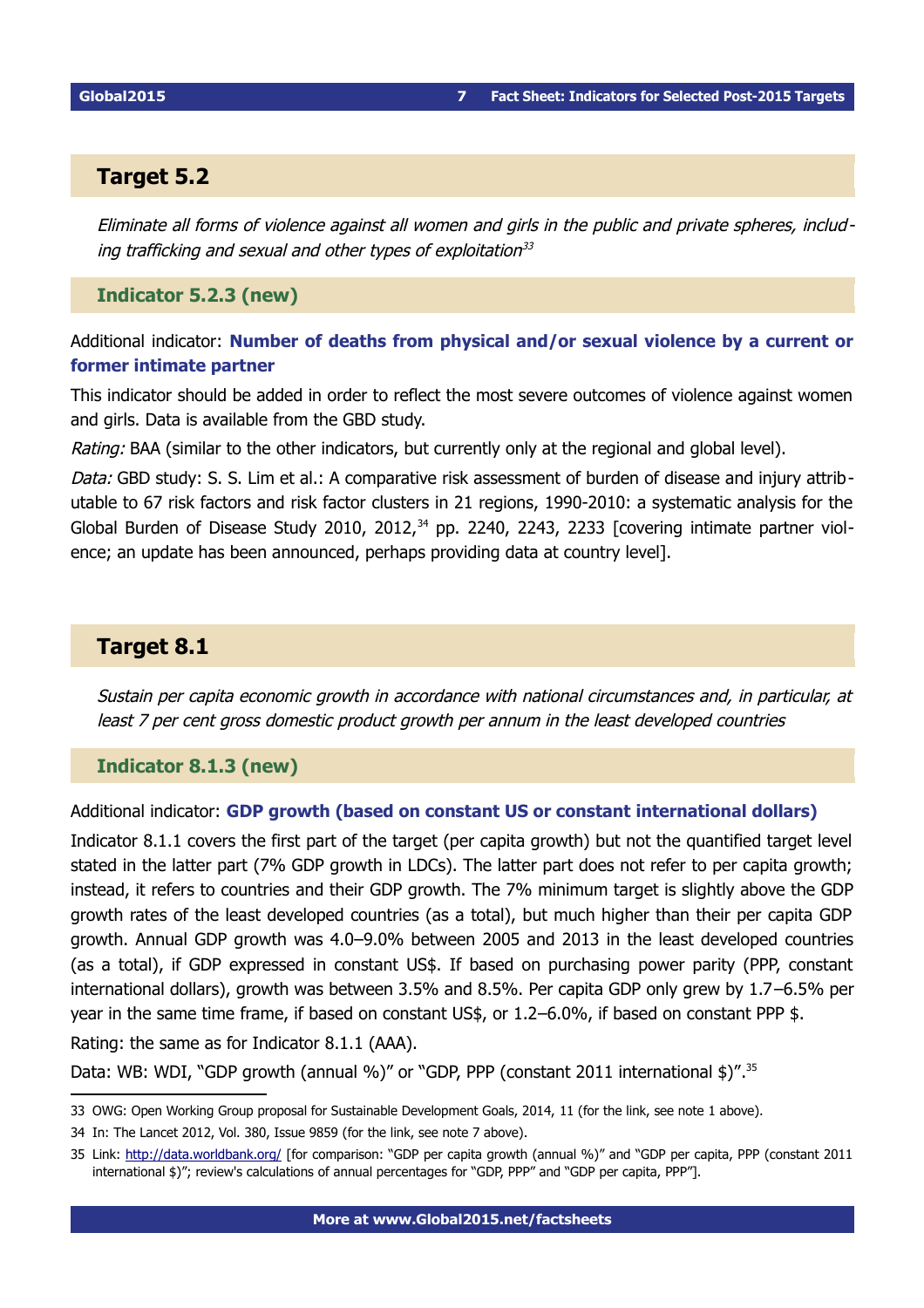## Target 5.2

*Eliminate all forms of violence against all women and girls in the public and private spheres, including trafficking and sexual and other types of exploitation*[33]

### Indicator 5.2.3 (new)

Additional indicator: **Number of deaths from physical and/or sexual violence by a current or former intimate partner**

This indicator should be added in order to reflect the most severe outcomes of violence against women and girls. Data is available from the GBD study.

*Rating:* BAA (similar to the other indicators, but currently only at the regional and global level).

*Data:* GBD study: S. S. Lim et al.: A comparative risk assessment of burden of disease and injury attributable to 67 risk factors and risk factor clusters in 21 regions, 1990-2010: a systematic analysis for the Global Burden of Disease Study 2010, 2012,[34] pp. 2240, 2243, 2233 [covering intimate partner violence; an update has been announced, perhaps providing data at country level].

## Target 8.1

*Sustain per capita economic growth in accordance with national circumstances and, in particular, at least 7 per cent gross domestic product growth per annum in the least developed countries*

### Indicator 8.1.3 (new)

Additional indicator: **GDP growth (based on constant US or constant international dollars)**

Indicator 8.1.1 covers the first part of the target (per capita growth) but not the quantified target level stated in the latter part (7% GDP growth in LDCs). The latter part does not refer to per capita growth; instead, it refers to countries and their GDP growth. The 7% minimum target is slightly above the GDP growth rates of the least developed countries (as a total), but much higher than their per capita GDP growth. Annual GDP growth was 4.0–9.0% between 2005 and 2013 in the least developed countries (as a total), if GDP expressed in constant US$. If based on purchasing power parity (PPP, constant international dollars), growth was between 3.5% and 8.5%. Per capita GDP only grew by 1.7–6.5% per year in the same time frame, if based on constant US$, or 1.2–6.0%, if based on constant PPP $.

Rating: the same as for Indicator 8.1.1 (AAA).

Data: WB: WDI, "GDP growth (annual %)" or "GDP, PPP (constant 2011 international $)".[35]

---

33 OWG: Open Working Group proposal for Sustainable Development Goals, 2014, 11 (for the link, see note 1 above).

34 In: The Lancet 2012, Vol. 380, Issue 9859 (for the link, see note 7 above).

35 Link: http://data.worldbank.org/ [for comparison: "GDP per capita growth (annual %)" and "GDP per capita, PPP (constant 2011 international $)"; review's calculations of annual percentages for "GDP, PPP" and "GDP per capita, PPP"].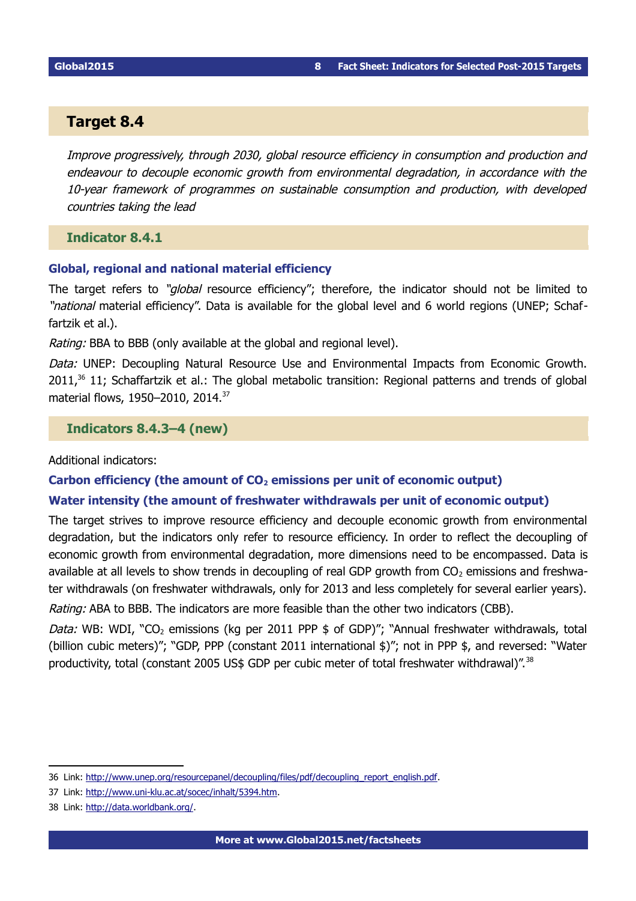## Target 8.4

*Improve progressively, through 2030, global resource efficiency in consumption and production and endeavour to decouple economic growth from environmental degradation, in accordance with the 10-year framework of programmes on sustainable consumption and production, with developed countries taking the lead*

### Indicator 8.4.1

**Global, regional and national material efficiency**

The target refers to *"global* resource efficiency"; therefore, the indicator should not be limited to *"national* material efficiency". Data is available for the global level and 6 world regions (UNEP; Schaffartzik et al.).

*Rating:* BBA to BBB (only available at the global and regional level).

*Data:* UNEP: Decoupling Natural Resource Use and Environmental Impacts from Economic Growth. 2011,[36] 11; Schaffartzik et al.: The global metabolic transition: Regional patterns and trends of global material flows, 1950–2010, 2014.[37]

### Indicators 8.4.3–4 (new)

Additional indicators:

**Carbon efficiency (the amount of $CO_2$ emissions per unit of economic output)**

**Water intensity (the amount of freshwater withdrawals per unit of economic output)**

The target strives to improve resource efficiency and decouple economic growth from environmental degradation, but the indicators only refer to resource efficiency. In order to reflect the decoupling of economic growth from environmental degradation, more dimensions need to be encompassed. Data is available at all levels to show trends in decoupling of real GDP growth from $CO_2$ emissions and freshwater withdrawals (on freshwater withdrawals, only for 2013 and less completely for several earlier years).

*Rating:* ABA to BBB. The indicators are more feasible than the other two indicators (CBB).

*Data:* WB: WDI, "$CO_2$ emissions (kg per 2011 PPP $ of GDP)"; "Annual freshwater withdrawals, total (billion cubic meters)"; "GDP, PPP (constant 2011 international $)"; not in PPP $, and reversed: "Water productivity, total (constant 2005 US$ GDP per cubic meter of total freshwater withdrawal)".[38]

---

36 Link: http://www.unep.org/resourcepanel/decoupling/files/pdf/decoupling_report_english.pdf.

37 Link: http://www.uni-klu.ac.at/socec/inhalt/5394.htm.

38 Link: http://data.worldbank.org/.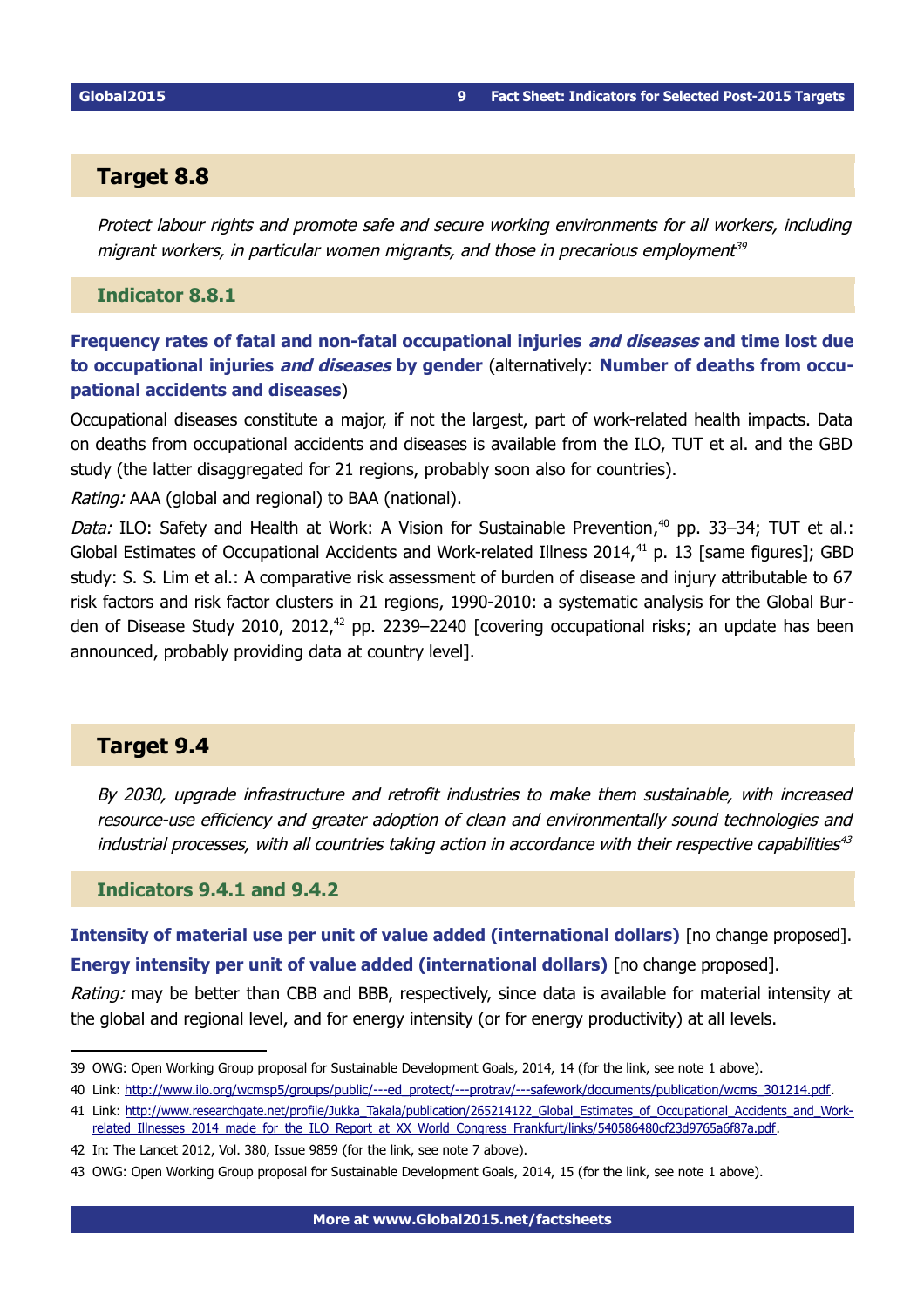## Target 8.8

*Protect labour rights and promote safe and secure working environments for all workers, including migrant workers, in particular women migrants, and those in precarious employment*[39]

### Indicator 8.8.1

**Frequency rates of fatal and non-fatal occupational injuries *and diseases* and time lost due to occupational injuries *and diseases* by gender** (alternatively: **Number of deaths from occupational accidents and diseases**)

Occupational diseases constitute a major, if not the largest, part of work-related health impacts. Data on deaths from occupational accidents and diseases is available from the ILO, TUT et al. and the GBD study (the latter disaggregated for 21 regions, probably soon also for countries).

*Rating:* AAA (global and regional) to BAA (national).

*Data:* ILO: Safety and Health at Work: A Vision for Sustainable Prevention,[40] pp. 33–34; TUT et al.: Global Estimates of Occupational Accidents and Work-related Illness 2014,[41] p. 13 [same figures]; GBD study: S. S. Lim et al.: A comparative risk assessment of burden of disease and injury attributable to 67 risk factors and risk factor clusters in 21 regions, 1990-2010: a systematic analysis for the Global Burden of Disease Study 2010, 2012,[42] pp. 2239–2240 [covering occupational risks; an update has been announced, probably providing data at country level].

## Target 9.4

*By 2030, upgrade infrastructure and retrofit industries to make them sustainable, with increased resource-use efficiency and greater adoption of clean and environmentally sound technologies and industrial processes, with all countries taking action in accordance with their respective capabilities*[43]

### Indicators 9.4.1 and 9.4.2

**Intensity of material use per unit of value added (international dollars)** [no change proposed].

**Energy intensity per unit of value added (international dollars)** [no change proposed].

*Rating:* may be better than CBB and BBB, respectively, since data is available for material intensity at the global and regional level, and for energy intensity (or for energy productivity) at all levels.

---

39 OWG: Open Working Group proposal for Sustainable Development Goals, 2014, 14 (for the link, see note 1 above).

40 Link: http://www.ilo.org/wcmsp5/groups/public/---ed_protect/---protrav/---safework/documents/publication/wcms_301214.pdf.

41 Link: http://www.researchgate.net/profile/Jukka_Takala/publication/265214122_Global_Estimates_of_Occupational_Accidents_and_Work-related_Illnesses_2014_made_for_the_ILO_Report_at_XX_World_Congress_Frankfurt/links/540586480cf23d9765a6f87a.pdf.

42 In: The Lancet 2012, Vol. 380, Issue 9859 (for the link, see note 7 above).

43 OWG: Open Working Group proposal for Sustainable Development Goals, 2014, 15 (for the link, see note 1 above).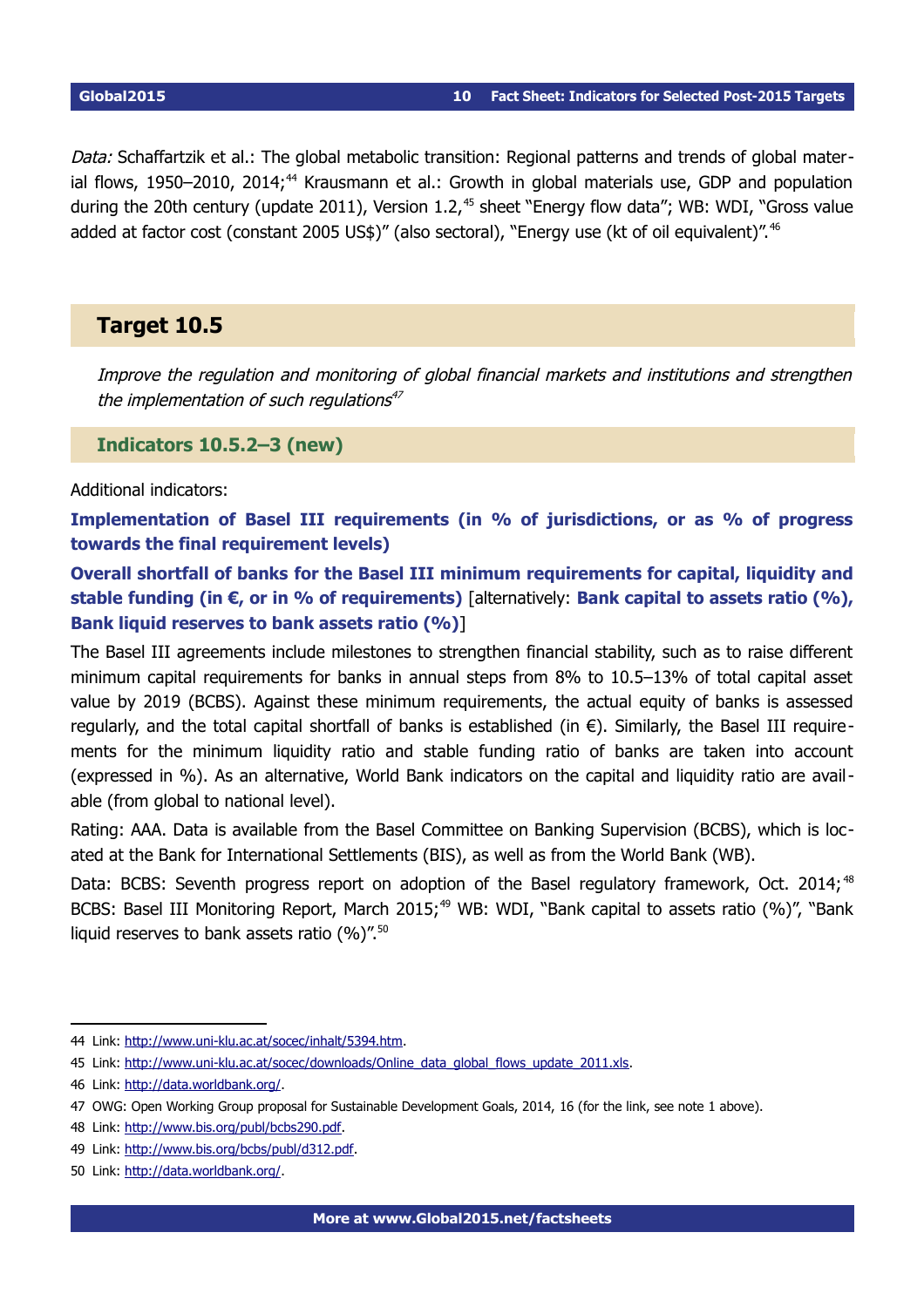*Data:* Schaffartzik et al.: The global metabolic transition: Regional patterns and trends of global material flows, 1950–2010, 2014;[44] Krausmann et al.: Growth in global materials use, GDP and population during the 20th century (update 2011), Version 1.2,[45] sheet "Energy flow data"; WB: WDI, "Gross value added at factor cost (constant 2005 US$)" (also sectoral), "Energy use (kt of oil equivalent)".[46]

## Target 10.5

*Improve the regulation and monitoring of global financial markets and institutions and strengthen the implementation of such regulations*[47]

### Indicators 10.5.2–3 (new)

Additional indicators:

**Implementation of Basel III requirements (in % of jurisdictions, or as % of progress towards the final requirement levels)**

**Overall shortfall of banks for the Basel III minimum requirements for capital, liquidity and stable funding (in €, or in % of requirements)** [alternatively: **Bank capital to assets ratio (%), Bank liquid reserves to bank assets ratio (%)**]

The Basel III agreements include milestones to strengthen financial stability, such as to raise different minimum capital requirements for banks in annual steps from 8% to 10.5–13% of total capital asset value by 2019 (BCBS). Against these minimum requirements, the actual equity of banks is assessed regularly, and the total capital shortfall of banks is established (in €). Similarly, the Basel III requirements for the minimum liquidity ratio and stable funding ratio of banks are taken into account (expressed in %). As an alternative, World Bank indicators on the capital and liquidity ratio are available (from global to national level).

Rating: AAA. Data is available from the Basel Committee on Banking Supervision (BCBS), which is located at the Bank for International Settlements (BIS), as well as from the World Bank (WB).

Data: BCBS: Seventh progress report on adoption of the Basel regulatory framework, Oct. 2014;[48] BCBS: Basel III Monitoring Report, March 2015;[49] WB: WDI, "Bank capital to assets ratio (%)", "Bank liquid reserves to bank assets ratio (%)".[50]

---

44 Link: http://www.uni-klu.ac.at/socec/inhalt/5394.htm.

45 Link: http://www.uni-klu.ac.at/socec/downloads/Online_data_global_flows_update_2011.xls.

46 Link: http://data.worldbank.org/.

47 OWG: Open Working Group proposal for Sustainable Development Goals, 2014, 16 (for the link, see note 1 above).

48 Link: http://www.bis.org/publ/bcbs290.pdf.

49 Link: http://www.bis.org/bcbs/publ/d312.pdf.

50 Link: http://data.worldbank.org/.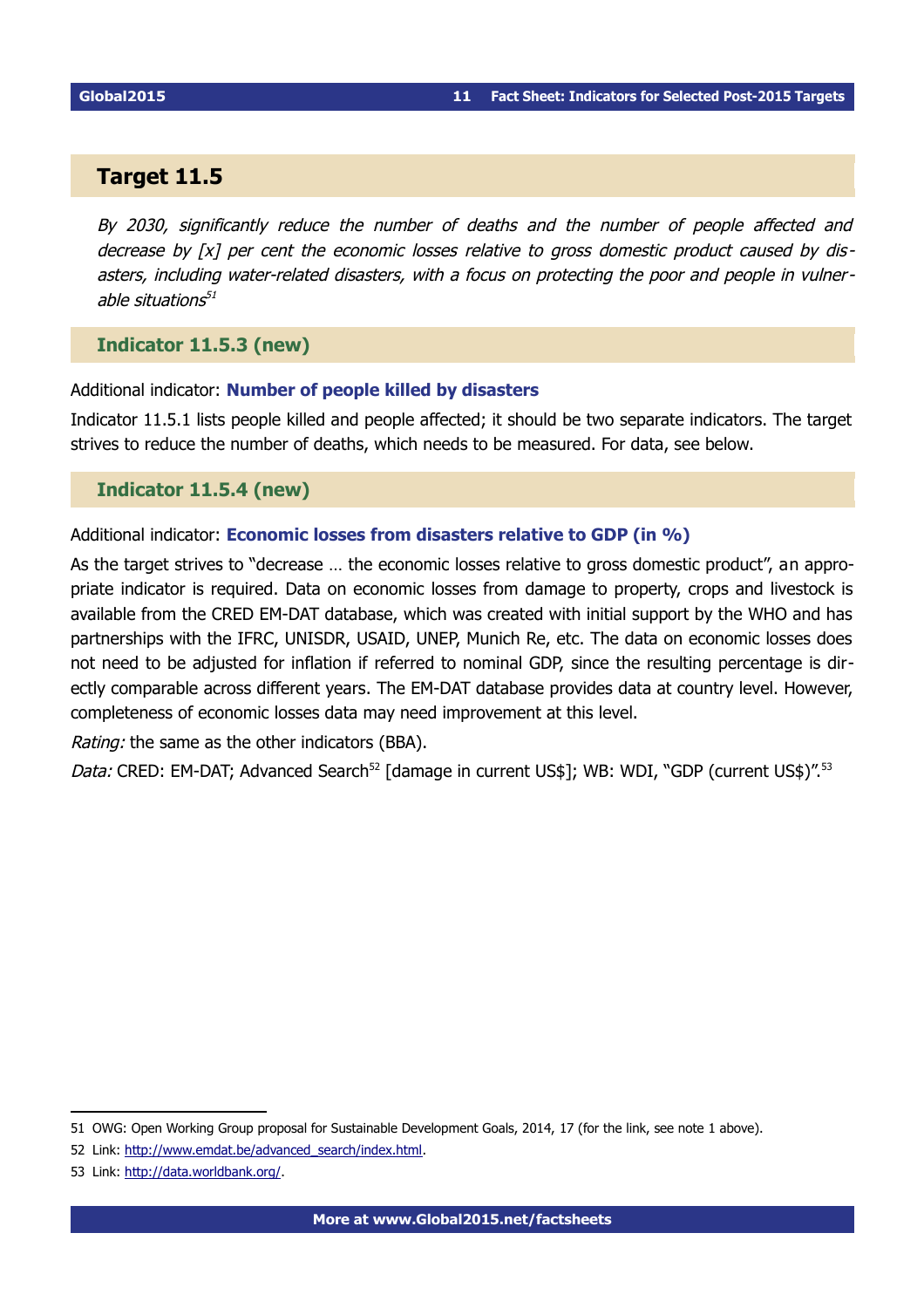## Target 11.5

*By 2030, significantly reduce the number of deaths and the number of people affected and decrease by [x] per cent the economic losses relative to gross domestic product caused by disasters, including water-related disasters, with a focus on protecting the poor and people in vulnerable situations*[51]

### Indicator 11.5.3 (new)

Additional indicator: **Number of people killed by disasters**

Indicator 11.5.1 lists people killed and people affected; it should be two separate indicators. The target strives to reduce the number of deaths, which needs to be measured. For data, see below.

### Indicator 11.5.4 (new)

Additional indicator: **Economic losses from disasters relative to GDP (in %)**

As the target strives to "decrease … the economic losses relative to gross domestic product", an appropriate indicator is required. Data on economic losses from damage to property, crops and livestock is available from the CRED EM-DAT database, which was created with initial support by the WHO and has partnerships with the IFRC, UNISDR, USAID, UNEP, Munich Re, etc. The data on economic losses does not need to be adjusted for inflation if referred to nominal GDP, since the resulting percentage is directly comparable across different years. The EM-DAT database provides data at country level. However, completeness of economic losses data may need improvement at this level.

*Rating:* the same as the other indicators (BBA).

*Data:* CRED: EM-DAT; Advanced Search[52] [damage in current US$]; WB: WDI, "GDP (current US$)".[53]

---

51 OWG: Open Working Group proposal for Sustainable Development Goals, 2014, 17 (for the link, see note 1 above).

52 Link: http://www.emdat.be/advanced_search/index.html.

53 Link: http://data.worldbank.org/.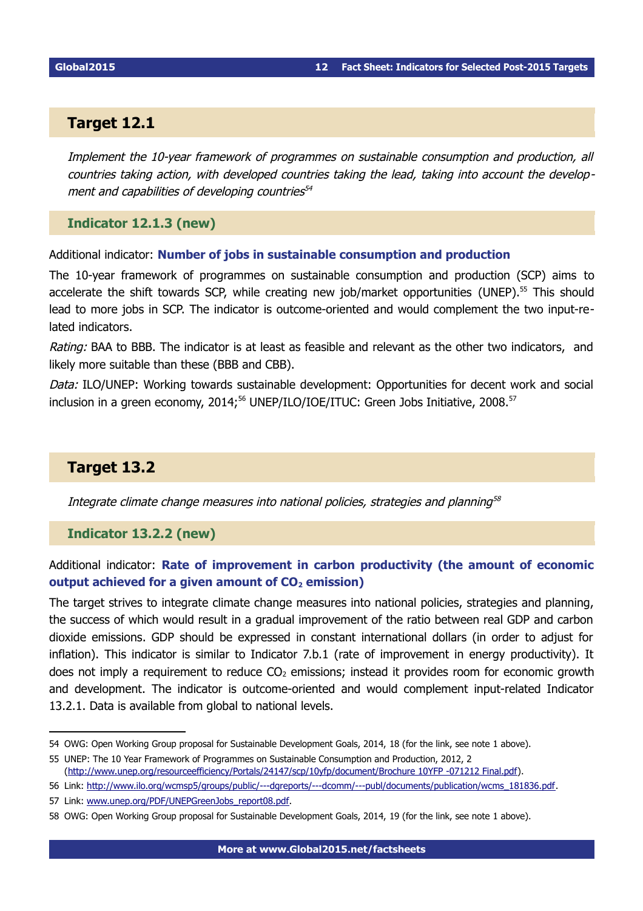## Target 12.1

*Implement the 10-year framework of programmes on sustainable consumption and production, all countries taking action, with developed countries taking the lead, taking into account the development and capabilities of developing countries*[54]

### Indicator 12.1.3 (new)

Additional indicator: **Number of jobs in sustainable consumption and production**

The 10-year framework of programmes on sustainable consumption and production (SCP) aims to accelerate the shift towards SCP, while creating new job/market opportunities (UNEP).[55] This should lead to more jobs in SCP. The indicator is outcome-oriented and would complement the two input-related indicators.

*Rating:* BAA to BBB. The indicator is at least as feasible and relevant as the other two indicators, and likely more suitable than these (BBB and CBB).

*Data:* ILO/UNEP: Working towards sustainable development: Opportunities for decent work and social inclusion in a green economy, 2014;[56] UNEP/ILO/IOE/ITUC: Green Jobs Initiative, 2008.[57]

## Target 13.2

*Integrate climate change measures into national policies, strategies and planning*[58]

### Indicator 13.2.2 (new)

Additional indicator: **Rate of improvement in carbon productivity (the amount of economic output achieved for a given amount of $CO_2$ emission)**

The target strives to integrate climate change measures into national policies, strategies and planning, the success of which would result in a gradual improvement of the ratio between real GDP and carbon dioxide emissions. GDP should be expressed in constant international dollars (in order to adjust for inflation). This indicator is similar to Indicator 7.b.1 (rate of improvement in energy productivity). It does not imply a requirement to reduce $CO_2$ emissions; instead it provides room for economic growth and development. The indicator is outcome-oriented and would complement input-related Indicator 13.2.1. Data is available from global to national levels.

---

54 OWG: Open Working Group proposal for Sustainable Development Goals, 2014, 18 (for the link, see note 1 above).

55 UNEP: The 10 Year Framework of Programmes on Sustainable Consumption and Production, 2012, 2 (http://www.unep.org/resourceefficiency/Portals/24147/scp/10yfp/document/Brochure 10YFP -071212 Final.pdf).

56 Link: http://www.ilo.org/wcmsp5/groups/public/---dgreports/---dcomm/---publ/documents/publication/wcms_181836.pdf.

57 Link: www.unep.org/PDF/UNEPGreenJobs_report08.pdf.

58 OWG: Open Working Group proposal for Sustainable Development Goals, 2014, 19 (for the link, see note 1 above).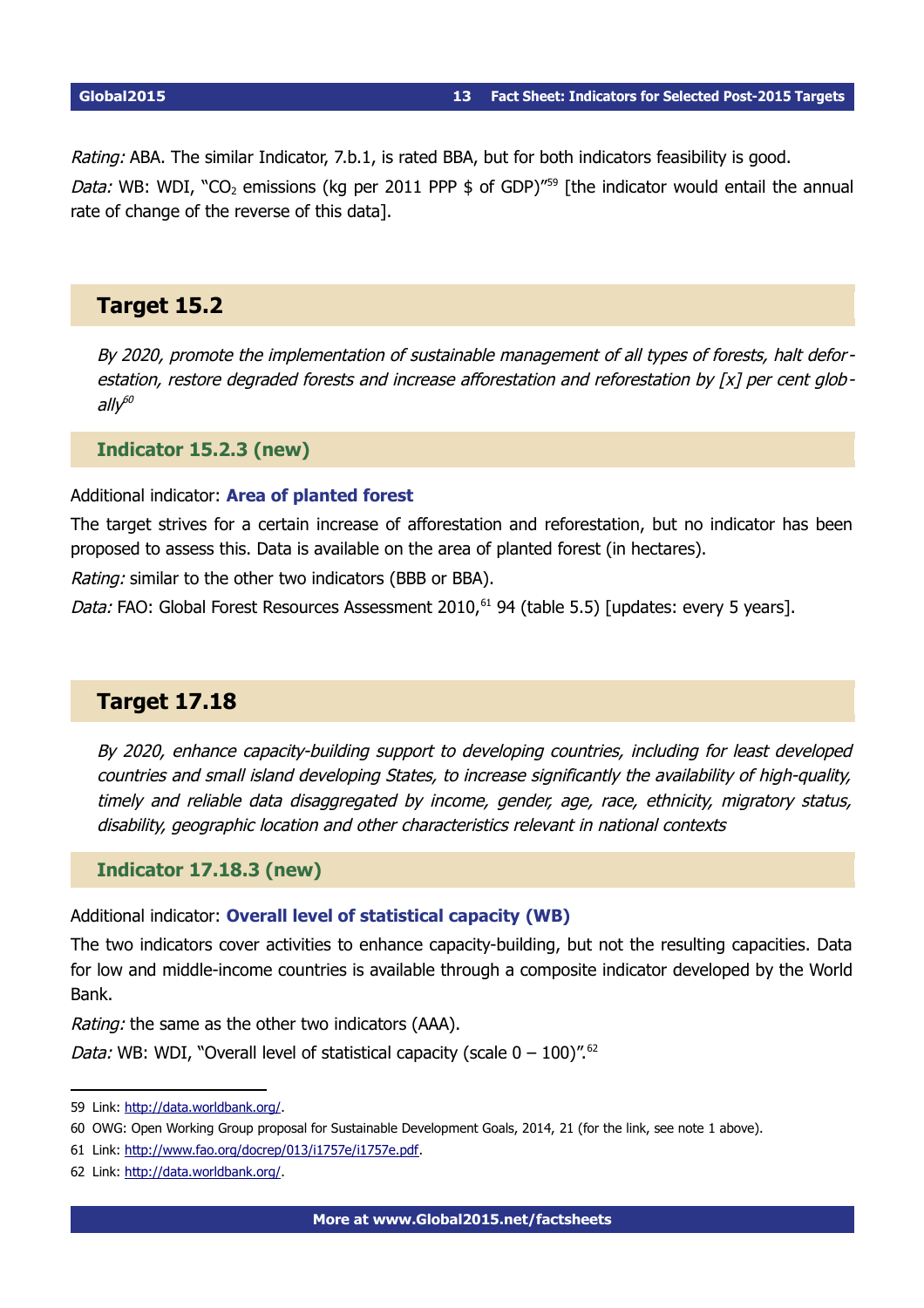*Rating:* ABA. The similar Indicator, 7.b.1, is rated BBA, but for both indicators feasibility is good.

*Data:* WB: WDI, "$CO_2$ emissions (kg per 2011 PPP $ of GDP)"[59] [the indicator would entail the annual rate of change of the reverse of this data].

## Target 15.2

*By 2020, promote the implementation of sustainable management of all types of forests, halt deforestation, restore degraded forests and increase afforestation and reforestation by [x] per cent globally*[60]

### Indicator 15.2.3 (new)

Additional indicator: **Area of planted forest**

The target strives for a certain increase of afforestation and reforestation, but no indicator has been proposed to assess this. Data is available on the area of planted forest (in hectares).

*Rating:* similar to the other two indicators (BBB or BBA).

*Data:* FAO: Global Forest Resources Assessment 2010,[61] 94 (table 5.5) [updates: every 5 years].

## Target 17.18

*By 2020, enhance capacity-building support to developing countries, including for least developed countries and small island developing States, to increase significantly the availability of high-quality, timely and reliable data disaggregated by income, gender, age, race, ethnicity, migratory status, disability, geographic location and other characteristics relevant in national contexts*

### Indicator 17.18.3 (new)

Additional indicator: **Overall level of statistical capacity (WB)**

The two indicators cover activities to enhance capacity-building, but not the resulting capacities. Data for low and middle-income countries is available through a composite indicator developed by the World Bank.

*Rating:* the same as the other two indicators (AAA).

*Data:* WB: WDI, "Overall level of statistical capacity (scale 0 – 100)".[62]

---

59 Link: http://data.worldbank.org/.

60 OWG: Open Working Group proposal for Sustainable Development Goals, 2014, 21 (for the link, see note 1 above).

61 Link: http://www.fao.org/docrep/013/i1757e/i1757e.pdf.

62 Link: http://data.worldbank.org/.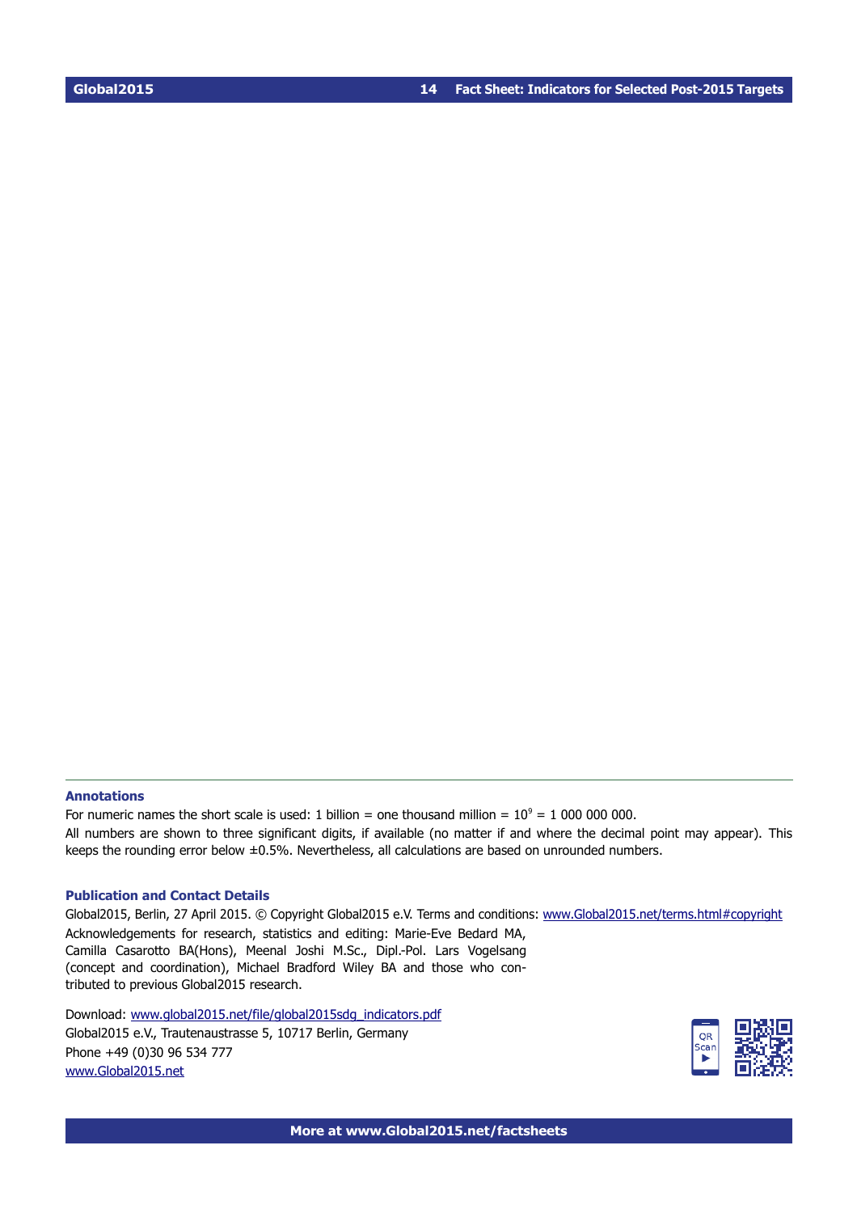## Annotations

For numeric names the short scale is used: 1 billion = one thousand million = $10^9$ = 1 000 000 000.

All numbers are shown to three significant digits, if available (no matter if and where the decimal point may appear). This keeps the rounding error below ±0.5%. Nevertheless, all calculations are based on unrounded numbers.

## Publication and Contact Details

Global2015, Berlin, 27 April 2015. © Copyright Global2015 e.V. Terms and conditions: www.Global2015.net/terms.html#copyright

Acknowledgements for research, statistics and editing: Marie-Eve Bedard MA, Camilla Casarotto BA(Hons), Meenal Joshi M.Sc., Dipl.-Pol. Lars Vogelsang (concept and coordination), Michael Bradford Wiley BA and those who contributed to previous Global2015 research.

Download: www.global2015.net/file/global2015sdg_indicators.pdf
Global2015 e.V., Trautenaustrasse 5, 10717 Berlin, Germany
Phone +49 (0)30 96 534 777
www.Global2015.net

More at www.Global2015.net/factsheets